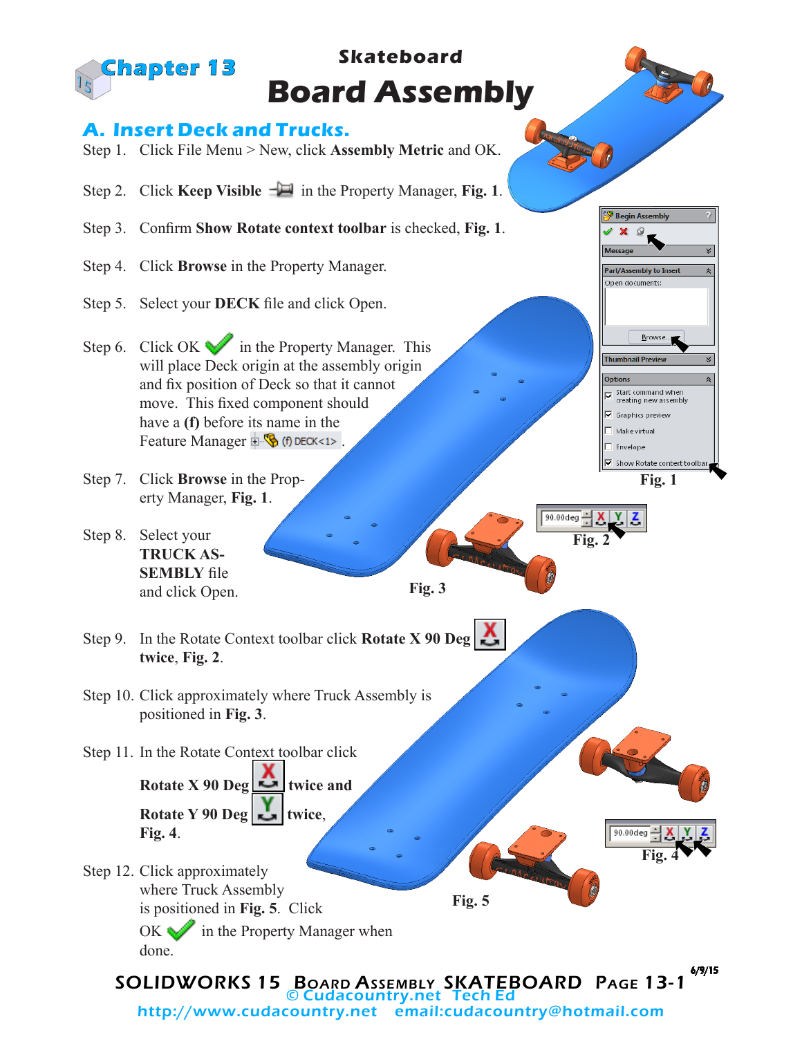# Chapter 13

## Skateboard
# Board Assembly

## A. Insert Deck and Trucks.

Step 1. Click File Menu > New, click **Assembly Metric** and OK.

Step 2. Click **Keep Visible** in the Property Manager, **Fig. 1**.

Step 3. Confirm **Show Rotate context toolbar** is checked, **Fig. 1**.

Step 4. Click **Browse** in the Property Manager.

Step 5. Select your **DECK** file and click Open.

Step 6. Click OK in the Property Manager. This will place Deck origin at the assembly origin and fix position of Deck so that it cannot move. This fixed component should have a **(f)** before its name in the Feature Manager (f) DECK<1>.

Step 7. Click **Browse** in the Property Manager, **Fig. 1**.

Step 8. Select your **TRUCK ASSEMBLY** file and click Open.

Step 9. In the Rotate Context toolbar click **Rotate X 90 Deg twice**, **Fig. 2**.

Step 10. Click approximately where Truck Assembly is positioned in **Fig. 3**.

Step 11. In the Rotate Context toolbar click **Rotate X 90 Deg** twice and **Rotate Y 90 Deg** twice, **Fig. 4**.

Step 12. Click approximately where Truck Assembly is positioned in **Fig. 5**. Click OK in the Property Manager when done.

**Fig. 1**

**Fig. 2**

**Fig. 3**

**Fig. 4**

**Fig. 5**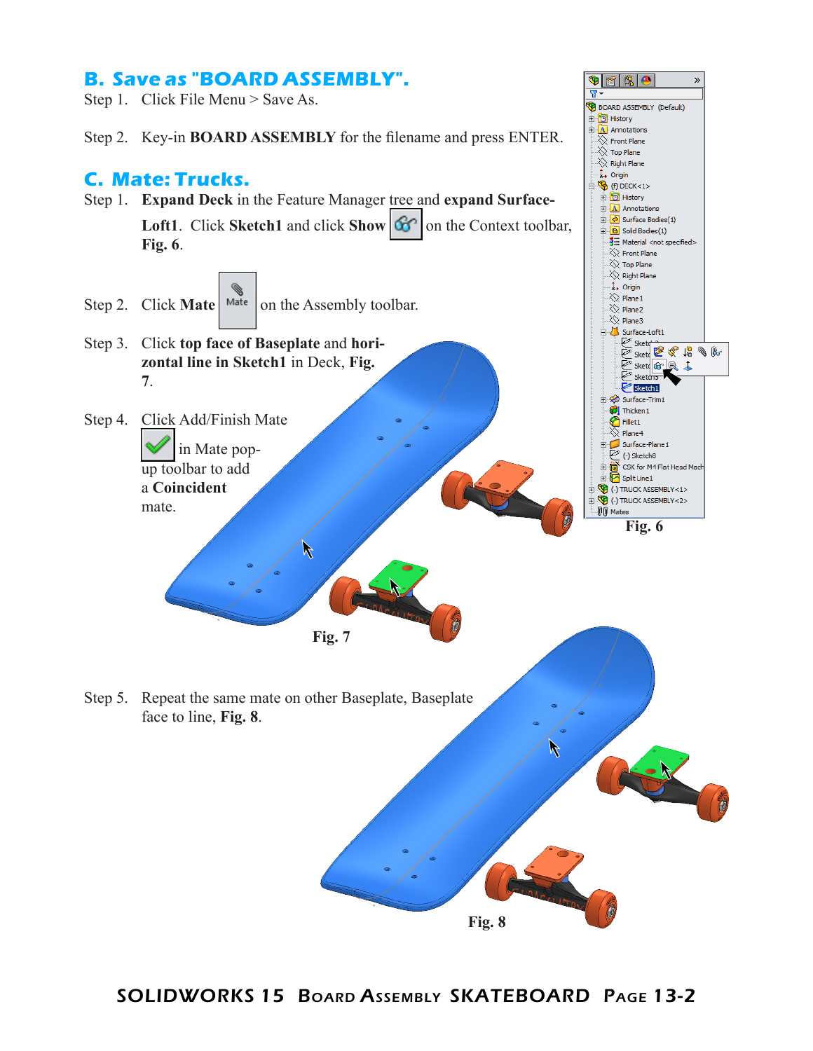## B. Save as "BOARD ASSEMBLY".

Step 1. Click File Menu > Save As.

Step 2. Key-in **BOARD ASSEMBLY** for the filename and press ENTER.

## C. Mate: Trucks.

Step 1. **Expand Deck** in the Feature Manager tree and **expand Surface-Loft1**. Click **Sketch1** and click **Show** on the Context toolbar, **Fig. 6**.

Step 2. Click **Mate** on the Assembly toolbar.

Step 3. Click **top face of Baseplate** and **horizontal line in Sketch1** in Deck, **Fig. 7**.

Step 4. Click Add/Finish Mate in Mate pop-up toolbar to add a **Coincident** mate.

Fig. 6

Fig. 7

Step 5. Repeat the same mate on other Baseplate, Baseplate face to line, **Fig. 8**.

Fig. 8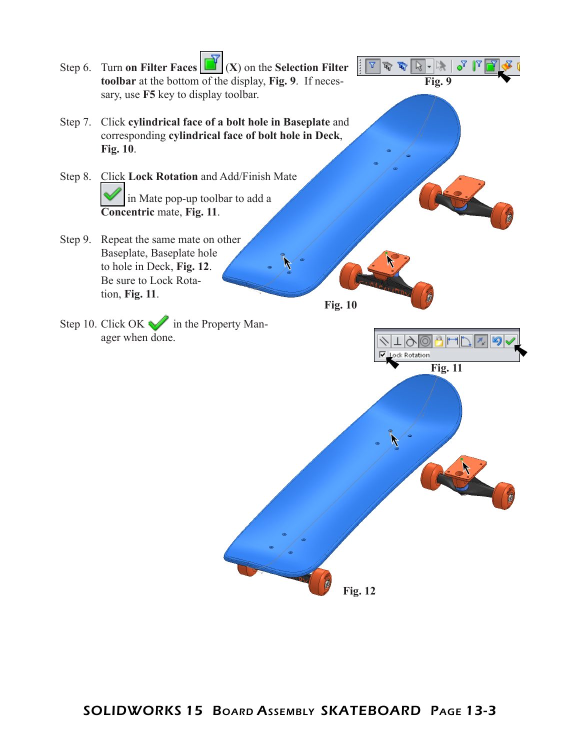Step 6. Turn **on Filter Faces** (**X**) on the **Selection Filter toolbar** at the bottom of the display, **Fig. 9**. If necessary, use **F5** key to display toolbar.

**Fig. 9**

Step 7. Click **cylindrical face of a bolt hole in Baseplate** and corresponding **cylindrical face of bolt hole in Deck**, **Fig. 10**.

Step 8. Click **Lock Rotation** and Add/Finish Mate in Mate pop-up toolbar to add a **Concentric** mate, **Fig. 11**.

Step 9. Repeat the same mate on other Baseplate, Baseplate hole to hole in Deck, **Fig. 12**. Be sure to Lock Rotation, **Fig. 11**.

**Fig. 10**

Step 10. Click OK in the Property Manager when done.

Lock Rotation

**Fig. 11**

**Fig. 12**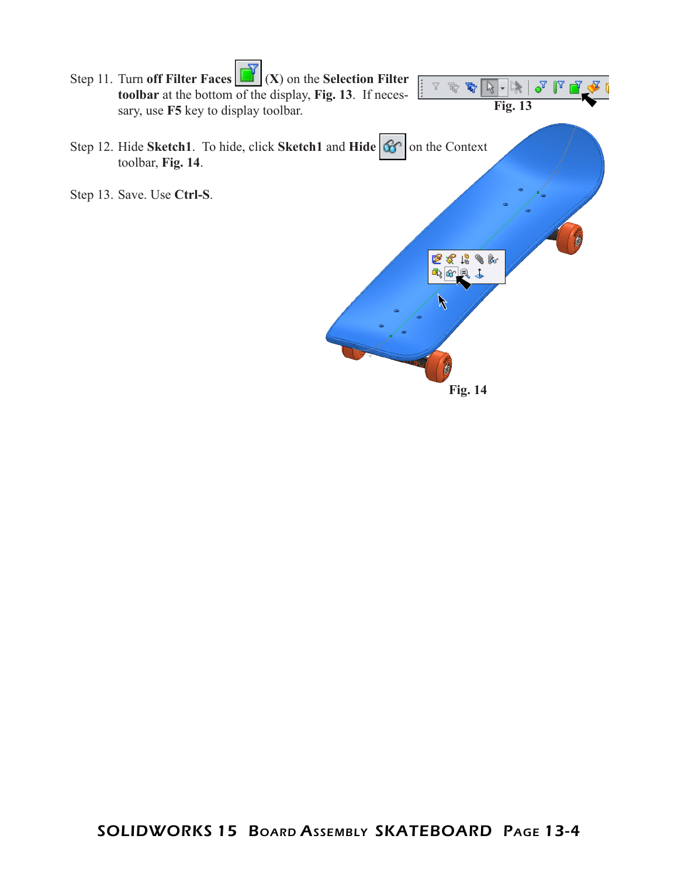Step 11. Turn **off Filter Faces** (**X**) on the **Selection Filter toolbar** at the bottom of the display, **Fig. 13**. If necessary, use **F5** key to display toolbar.

**Fig. 13**

Step 12. Hide **Sketch1**. To hide, click **Sketch1** and **Hide** on the Context toolbar, **Fig. 14**.

Step 13. Save. Use **Ctrl-S**.

**Fig. 14**